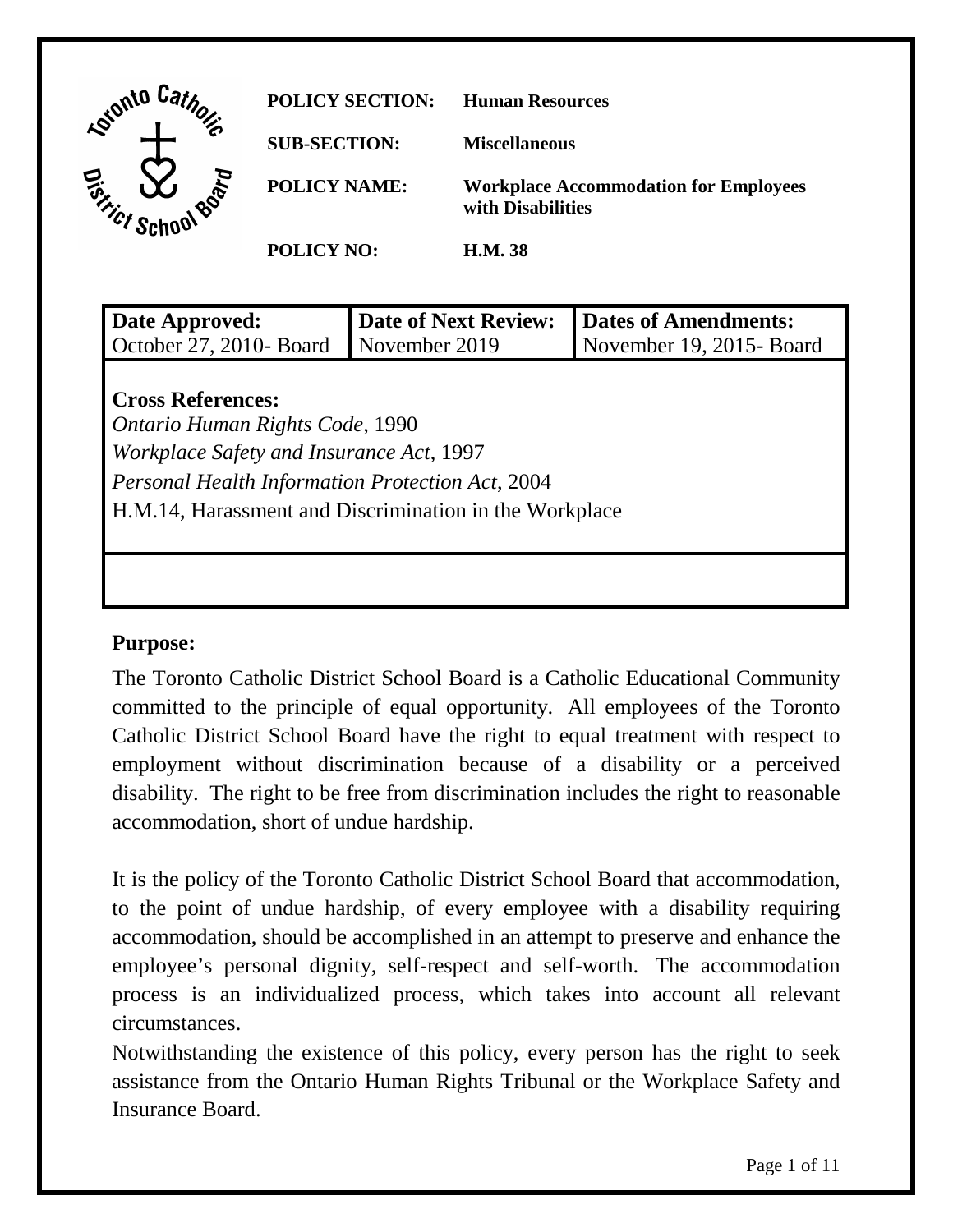**POLICY SECTION:** **Human Resources**

**SUB-SECTION:** **Miscellaneous**

**POLICY NAME:** **Workplace Accommodation for Employees with Disabilities**

**POLICY NO:** **H.M. 38**

| **Date Approved:** | **Date of Next Review:** | **Dates of Amendments:** |
| --- | --- | --- |
| October 27, 2010- Board | November 2019 | November 19, 2015- Board |

**Cross References:**

*Ontario Human Rights Code*, 1990

*Workplace Safety and Insurance Act*, 1997

*Personal Health Information Protection Act*, 2004

H.M.14, Harassment and Discrimination in the Workplace

## Purpose:

The Toronto Catholic District School Board is a Catholic Educational Community committed to the principle of equal opportunity. All employees of the Toronto Catholic District School Board have the right to equal treatment with respect to employment without discrimination because of a disability or a perceived disability. The right to be free from discrimination includes the right to reasonable accommodation, short of undue hardship.

It is the policy of the Toronto Catholic District School Board that accommodation, to the point of undue hardship, of every employee with a disability requiring accommodation, should be accomplished in an attempt to preserve and enhance the employee's personal dignity, self-respect and self-worth. The accommodation process is an individualized process, which takes into account all relevant circumstances.

Notwithstanding the existence of this policy, every person has the right to seek assistance from the Ontario Human Rights Tribunal or the Workplace Safety and Insurance Board.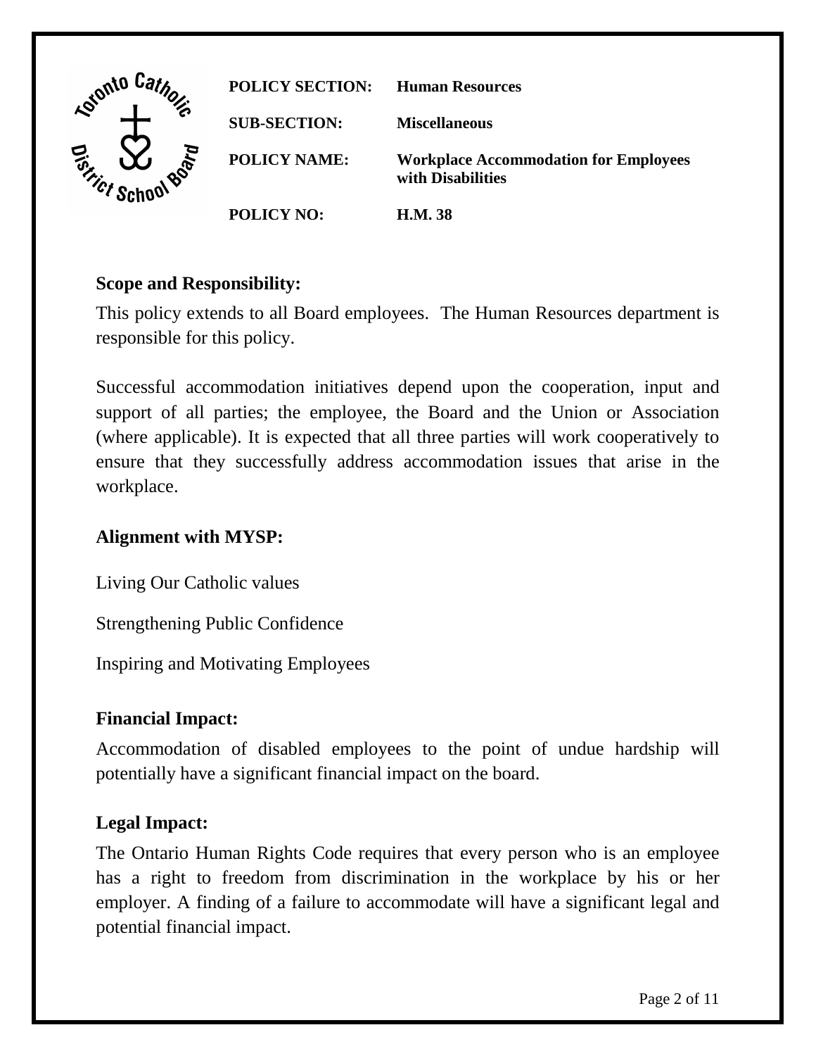| | |
|---|---|
| **POLICY SECTION:** | **Human Resources** |
| **SUB-SECTION:** | **Miscellaneous** |
| **POLICY NAME:** | **Workplace Accommodation for Employees with Disabilities** |
| **POLICY NO:** | **H.M. 38** |

## Scope and Responsibility:

This policy extends to all Board employees. The Human Resources department is responsible for this policy.

Successful accommodation initiatives depend upon the cooperation, input and support of all parties; the employee, the Board and the Union or Association (where applicable). It is expected that all three parties will work cooperatively to ensure that they successfully address accommodation issues that arise in the workplace.

## Alignment with MYSP:

Living Our Catholic values

Strengthening Public Confidence

Inspiring and Motivating Employees

## Financial Impact:

Accommodation of disabled employees to the point of undue hardship will potentially have a significant financial impact on the board.

## Legal Impact:

The Ontario Human Rights Code requires that every person who is an employee has a right to freedom from discrimination in the workplace by his or her employer. A finding of a failure to accommodate will have a significant legal and potential financial impact.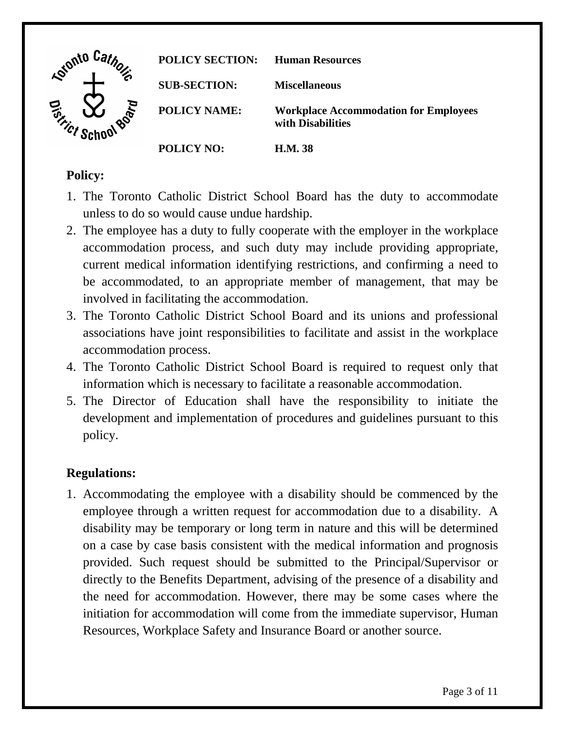| | |
|---|---|
| **POLICY SECTION:** | **Human Resources** |
| **SUB-SECTION:** | **Miscellaneous** |
| **POLICY NAME:** | **Workplace Accommodation for Employees with Disabilities** |
| **POLICY NO:** | **H.M. 38** |

## Policy:

1. The Toronto Catholic District School Board has the duty to accommodate unless to do so would cause undue hardship.
2. The employee has a duty to fully cooperate with the employer in the workplace accommodation process, and such duty may include providing appropriate, current medical information identifying restrictions, and confirming a need to be accommodated, to an appropriate member of management, that may be involved in facilitating the accommodation.
3. The Toronto Catholic District School Board and its unions and professional associations have joint responsibilities to facilitate and assist in the workplace accommodation process.
4. The Toronto Catholic District School Board is required to request only that information which is necessary to facilitate a reasonable accommodation.
5. The Director of Education shall have the responsibility to initiate the development and implementation of procedures and guidelines pursuant to this policy.

## Regulations:

1. Accommodating the employee with a disability should be commenced by the employee through a written request for accommodation due to a disability. A disability may be temporary or long term in nature and this will be determined on a case by case basis consistent with the medical information and prognosis provided. Such request should be submitted to the Principal/Supervisor or directly to the Benefits Department, advising of the presence of a disability and the need for accommodation. However, there may be some cases where the initiation for accommodation will come from the immediate supervisor, Human Resources, Workplace Safety and Insurance Board or another source.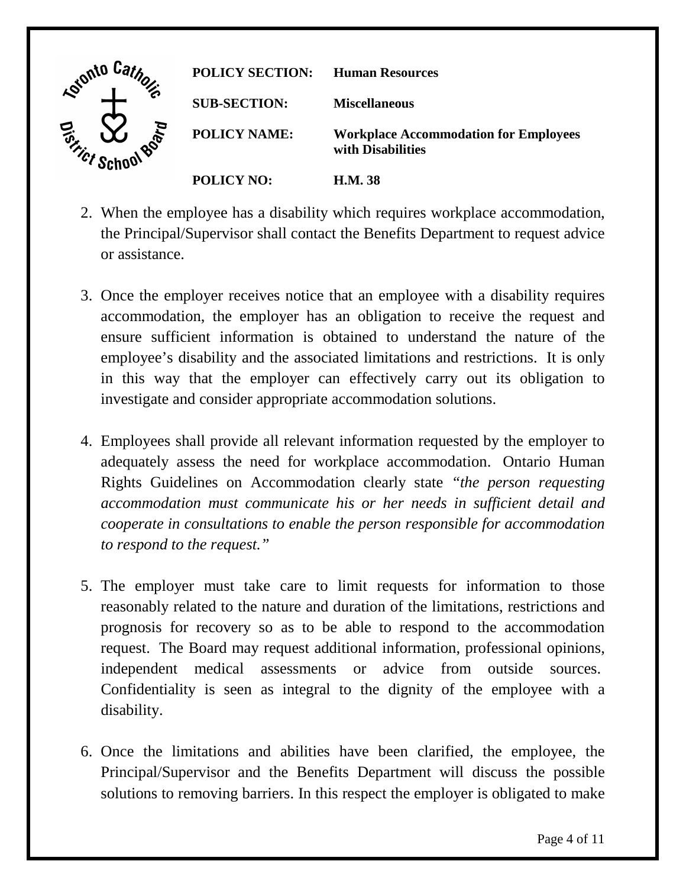2. When the employee has a disability which requires workplace accommodation, the Principal/Supervisor shall contact the Benefits Department to request advice or assistance.

3. Once the employer receives notice that an employee with a disability requires accommodation, the employer has an obligation to receive the request and ensure sufficient information is obtained to understand the nature of the employee's disability and the associated limitations and restrictions. It is only in this way that the employer can effectively carry out its obligation to investigate and consider appropriate accommodation solutions.

4. Employees shall provide all relevant information requested by the employer to adequately assess the need for workplace accommodation. Ontario Human Rights Guidelines on Accommodation clearly state *"the person requesting accommodation must communicate his or her needs in sufficient detail and cooperate in consultations to enable the person responsible for accommodation to respond to the request."*

5. The employer must take care to limit requests for information to those reasonably related to the nature and duration of the limitations, restrictions and prognosis for recovery so as to be able to respond to the accommodation request. The Board may request additional information, professional opinions, independent medical assessments or advice from outside sources. Confidentiality is seen as integral to the dignity of the employee with a disability.

6. Once the limitations and abilities have been clarified, the employee, the Principal/Supervisor and the Benefits Department will discuss the possible solutions to removing barriers. In this respect the employer is obligated to make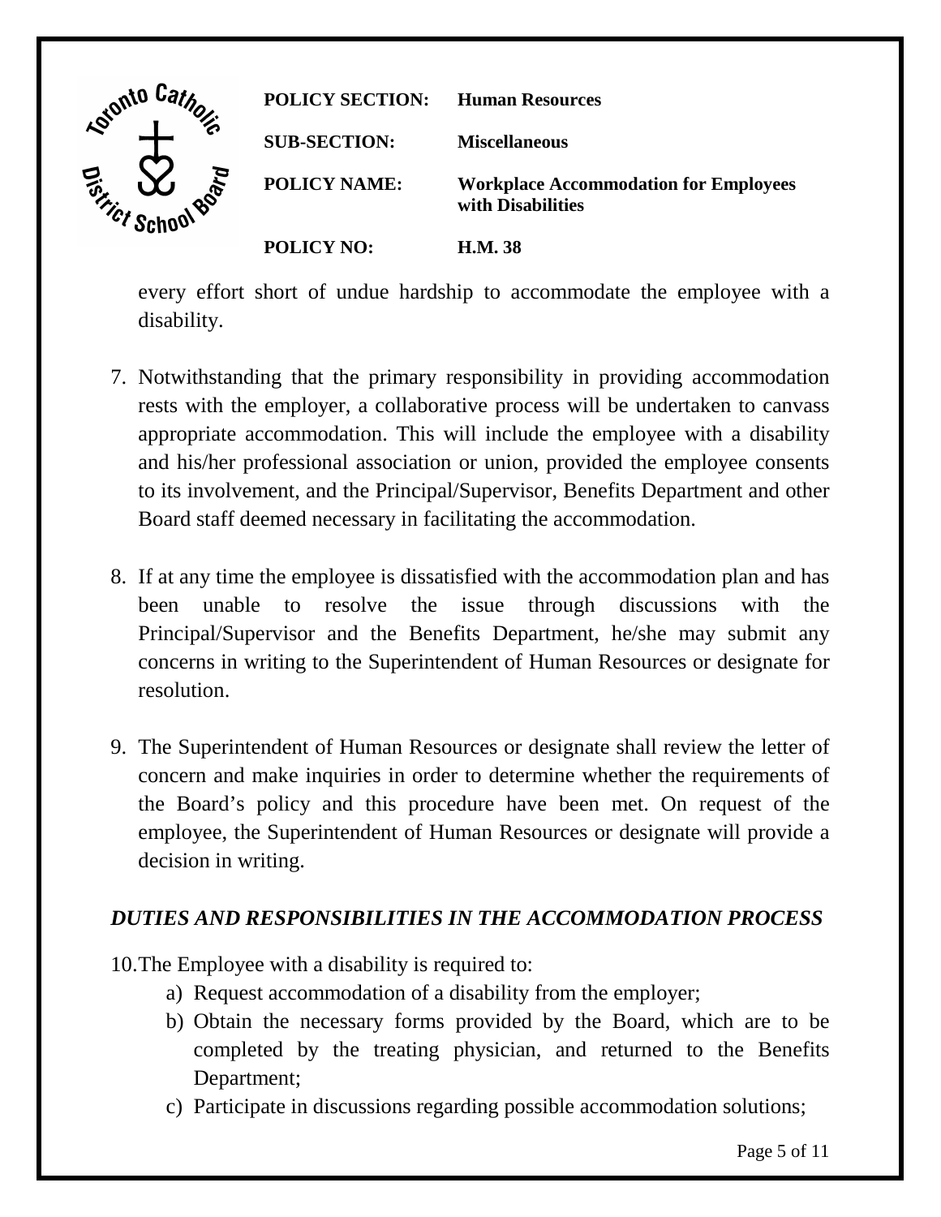every effort short of undue hardship to accommodate the employee with a disability.

7. Notwithstanding that the primary responsibility in providing accommodation rests with the employer, a collaborative process will be undertaken to canvass appropriate accommodation. This will include the employee with a disability and his/her professional association or union, provided the employee consents to its involvement, and the Principal/Supervisor, Benefits Department and other Board staff deemed necessary in facilitating the accommodation.

8. If at any time the employee is dissatisfied with the accommodation plan and has been unable to resolve the issue through discussions with the Principal/Supervisor and the Benefits Department, he/she may submit any concerns in writing to the Superintendent of Human Resources or designate for resolution.

9. The Superintendent of Human Resources or designate shall review the letter of concern and make inquiries in order to determine whether the requirements of the Board's policy and this procedure have been met. On request of the employee, the Superintendent of Human Resources or designate will provide a decision in writing.

### *DUTIES AND RESPONSIBILITIES IN THE ACCOMMODATION PROCESS*

10. The Employee with a disability is required to:
    a) Request accommodation of a disability from the employer;
    b) Obtain the necessary forms provided by the Board, which are to be completed by the treating physician, and returned to the Benefits Department;
    c) Participate in discussions regarding possible accommodation solutions;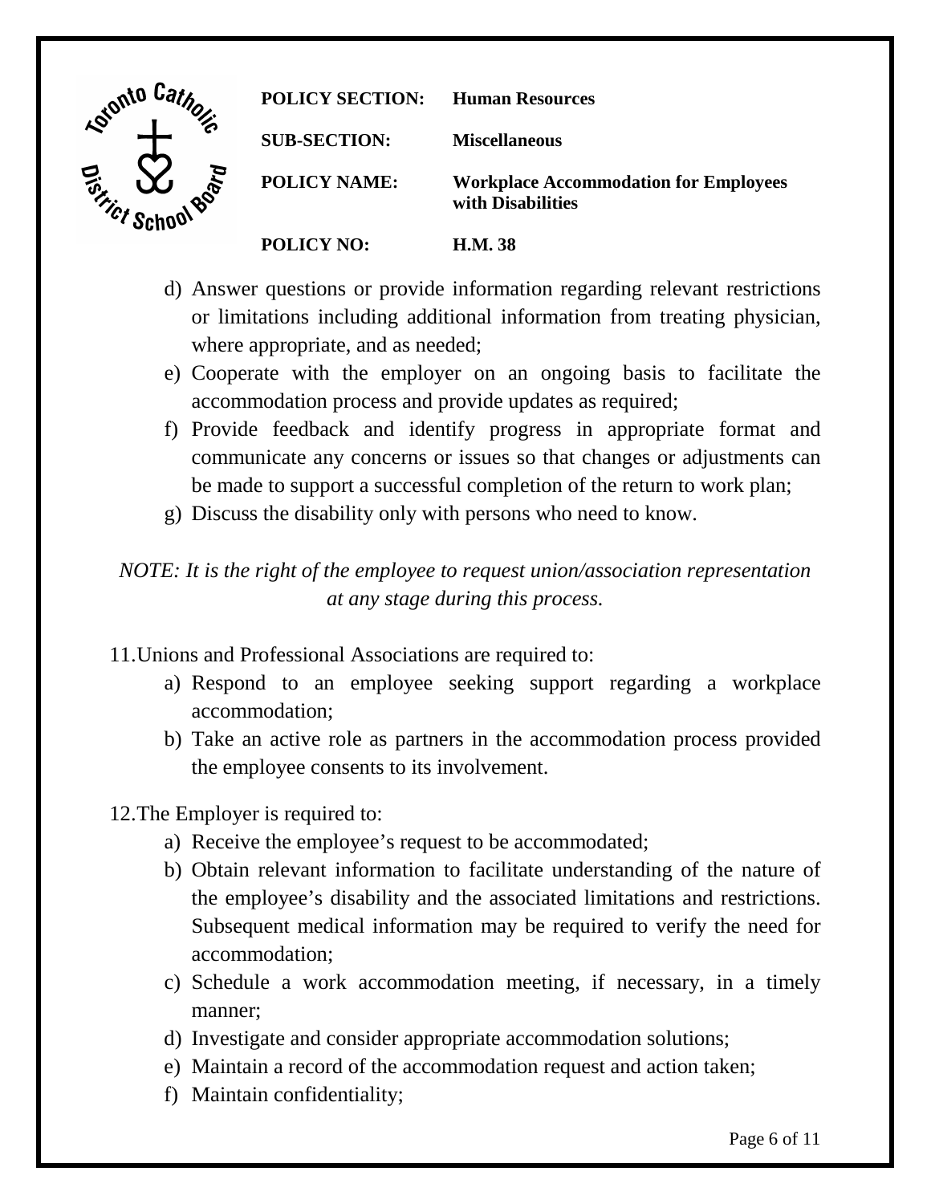d) Answer questions or provide information regarding relevant restrictions or limitations including additional information from treating physician, where appropriate, and as needed;
e) Cooperate with the employer on an ongoing basis to facilitate the accommodation process and provide updates as required;
f) Provide feedback and identify progress in appropriate format and communicate any concerns or issues so that changes or adjustments can be made to support a successful completion of the return to work plan;
g) Discuss the disability only with persons who need to know.

*NOTE: It is the right of the employee to request union/association representation at any stage during this process.*

11. Unions and Professional Associations are required to:
    a) Respond to an employee seeking support regarding a workplace accommodation;
    b) Take an active role as partners in the accommodation process provided the employee consents to its involvement.

12. The Employer is required to:
    a) Receive the employee's request to be accommodated;
    b) Obtain relevant information to facilitate understanding of the nature of the employee's disability and the associated limitations and restrictions. Subsequent medical information may be required to verify the need for accommodation;
    c) Schedule a work accommodation meeting, if necessary, in a timely manner;
    d) Investigate and consider appropriate accommodation solutions;
    e) Maintain a record of the accommodation request and action taken;
    f) Maintain confidentiality;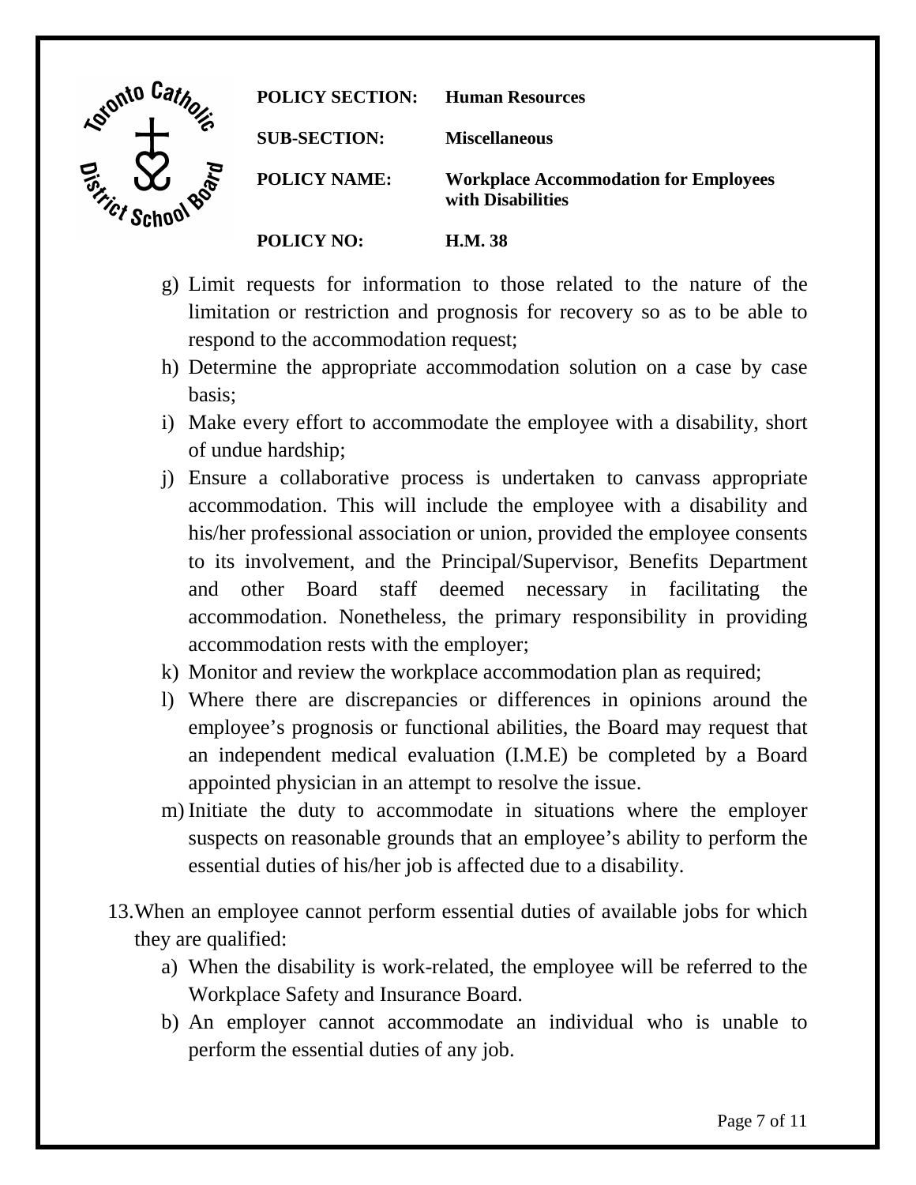g) Limit requests for information to those related to the nature of the limitation or restriction and prognosis for recovery so as to be able to respond to the accommodation request;
h) Determine the appropriate accommodation solution on a case by case basis;
i) Make every effort to accommodate the employee with a disability, short of undue hardship;
j) Ensure a collaborative process is undertaken to canvass appropriate accommodation. This will include the employee with a disability and his/her professional association or union, provided the employee consents to its involvement, and the Principal/Supervisor, Benefits Department and other Board staff deemed necessary in facilitating the accommodation. Nonetheless, the primary responsibility in providing accommodation rests with the employer;
k) Monitor and review the workplace accommodation plan as required;
l) Where there are discrepancies or differences in opinions around the employee's prognosis or functional abilities, the Board may request that an independent medical evaluation (I.M.E) be completed by a Board appointed physician in an attempt to resolve the issue.
m) Initiate the duty to accommodate in situations where the employer suspects on reasonable grounds that an employee's ability to perform the essential duties of his/her job is affected due to a disability.

13. When an employee cannot perform essential duties of available jobs for which they are qualified:
    a) When the disability is work-related, the employee will be referred to the Workplace Safety and Insurance Board.
    b) An employer cannot accommodate an individual who is unable to perform the essential duties of any job.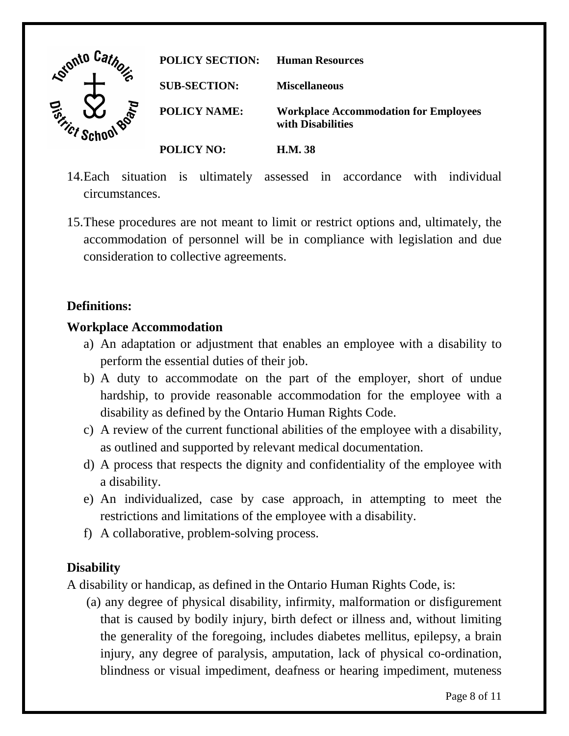14. Each situation is ultimately assessed in accordance with individual circumstances.

15. These procedures are not meant to limit or restrict options and, ultimately, the accommodation of personnel will be in compliance with legislation and due consideration to collective agreements.

**Definitions:**

**Workplace Accommodation**

a) An adaptation or adjustment that enables an employee with a disability to perform the essential duties of their job.
b) A duty to accommodate on the part of the employer, short of undue hardship, to provide reasonable accommodation for the employee with a disability as defined by the Ontario Human Rights Code.
c) A review of the current functional abilities of the employee with a disability, as outlined and supported by relevant medical documentation.
d) A process that respects the dignity and confidentiality of the employee with a disability.
e) An individualized, case by case approach, in attempting to meet the restrictions and limitations of the employee with a disability.
f) A collaborative, problem-solving process.

**Disability**

A disability or handicap, as defined in the Ontario Human Rights Code, is:

(a) any degree of physical disability, infirmity, malformation or disfigurement that is caused by bodily injury, birth defect or illness and, without limiting the generality of the foregoing, includes diabetes mellitus, epilepsy, a brain injury, any degree of paralysis, amputation, lack of physical co-ordination, blindness or visual impediment, deafness or hearing impediment, muteness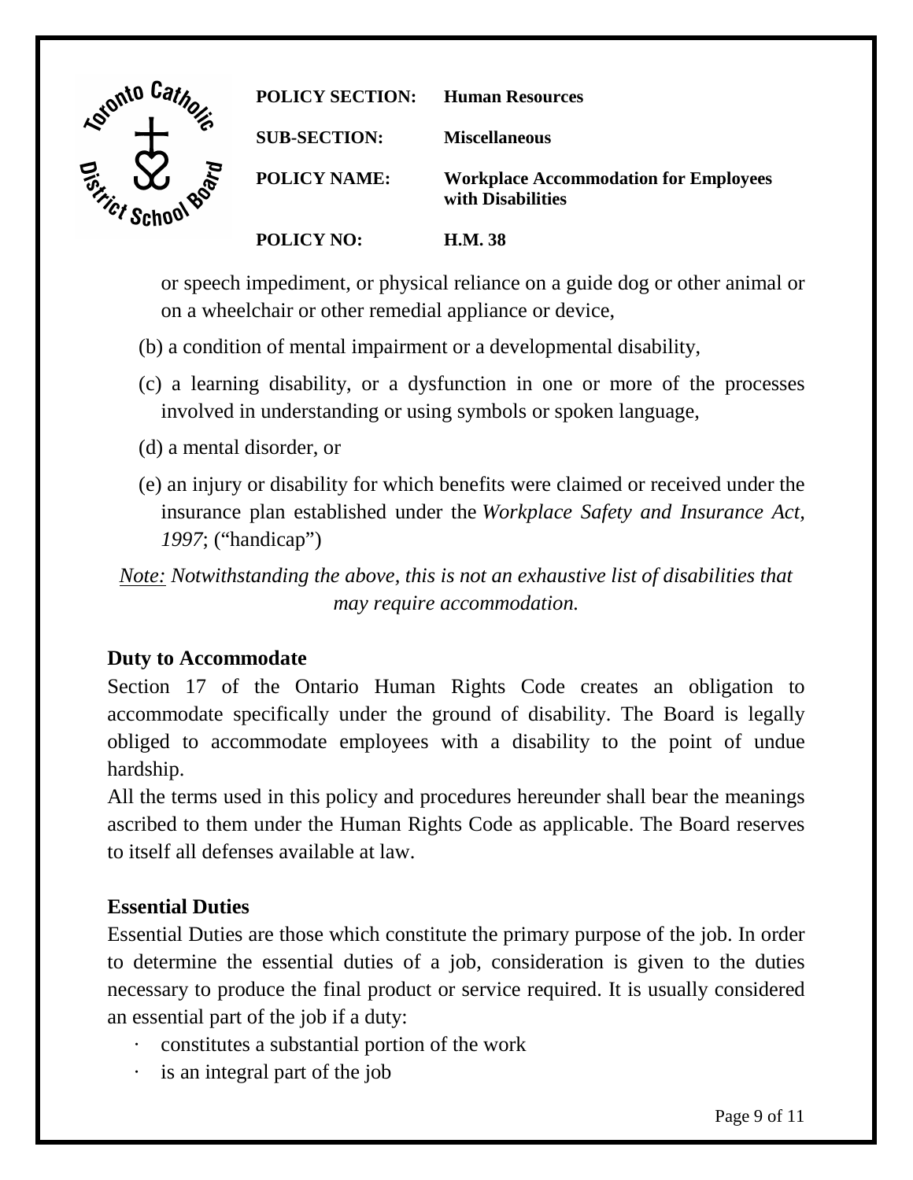or speech impediment, or physical reliance on a guide dog or other animal or on a wheelchair or other remedial appliance or device,

(b) a condition of mental impairment or a developmental disability,

(c) a learning disability, or a dysfunction in one or more of the processes involved in understanding or using symbols or spoken language,

(d) a mental disorder, or

(e) an injury or disability for which benefits were claimed or received under the insurance plan established under the *Workplace Safety and Insurance Act, 1997*; ("handicap")

*Note: Notwithstanding the above, this is not an exhaustive list of disabilities that may require accommodation.*

**Duty to Accommodate**

Section 17 of the Ontario Human Rights Code creates an obligation to accommodate specifically under the ground of disability. The Board is legally obliged to accommodate employees with a disability to the point of undue hardship.

All the terms used in this policy and procedures hereunder shall bear the meanings ascribed to them under the Human Rights Code as applicable. The Board reserves to itself all defenses available at law.

**Essential Duties**

Essential Duties are those which constitute the primary purpose of the job. In order to determine the essential duties of a job, consideration is given to the duties necessary to produce the final product or service required. It is usually considered an essential part of the job if a duty:

- constitutes a substantial portion of the work
- is an integral part of the job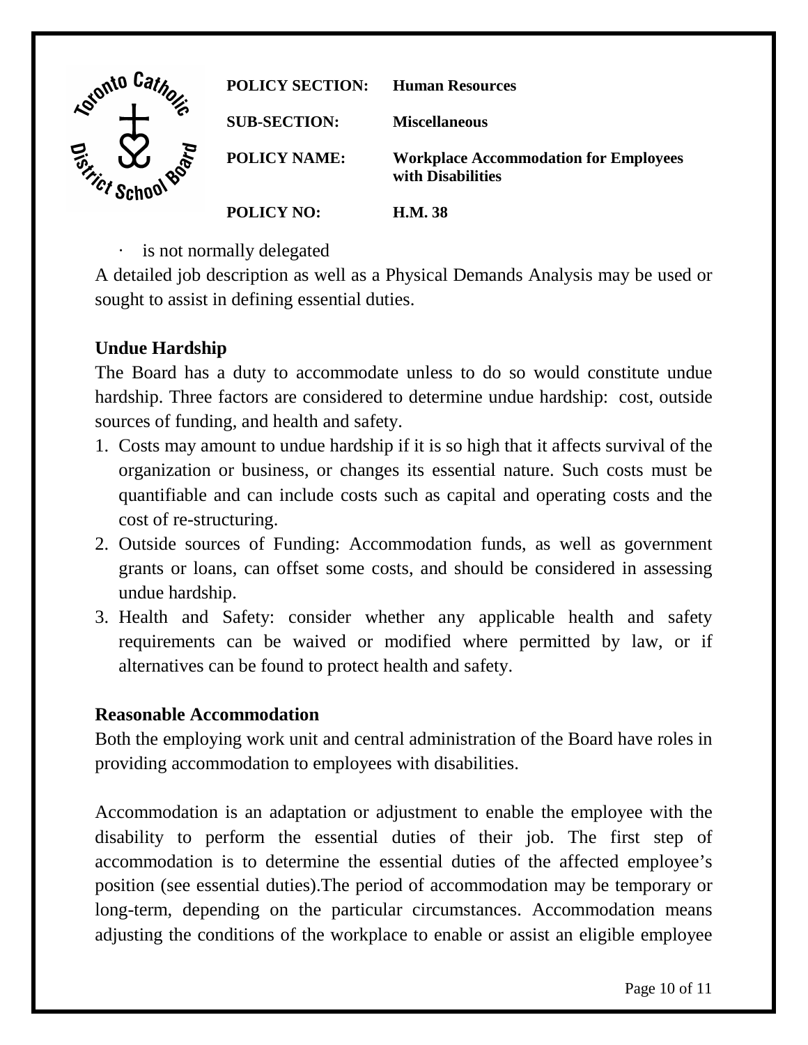- is not normally delegated

A detailed job description as well as a Physical Demands Analysis may be used or sought to assist in defining essential duties.

### Undue Hardship

The Board has a duty to accommodate unless to do so would constitute undue hardship. Three factors are considered to determine undue hardship: cost, outside sources of funding, and health and safety.

1. Costs may amount to undue hardship if it is so high that it affects survival of the organization or business, or changes its essential nature. Such costs must be quantifiable and can include costs such as capital and operating costs and the cost of re-structuring.
2. Outside sources of Funding: Accommodation funds, as well as government grants or loans, can offset some costs, and should be considered in assessing undue hardship.
3. Health and Safety: consider whether any applicable health and safety requirements can be waived or modified where permitted by law, or if alternatives can be found to protect health and safety.

### Reasonable Accommodation

Both the employing work unit and central administration of the Board have roles in providing accommodation to employees with disabilities.

Accommodation is an adaptation or adjustment to enable the employee with the disability to perform the essential duties of their job. The first step of accommodation is to determine the essential duties of the affected employee's position (see essential duties).The period of accommodation may be temporary or long-term, depending on the particular circumstances. Accommodation means adjusting the conditions of the workplace to enable or assist an eligible employee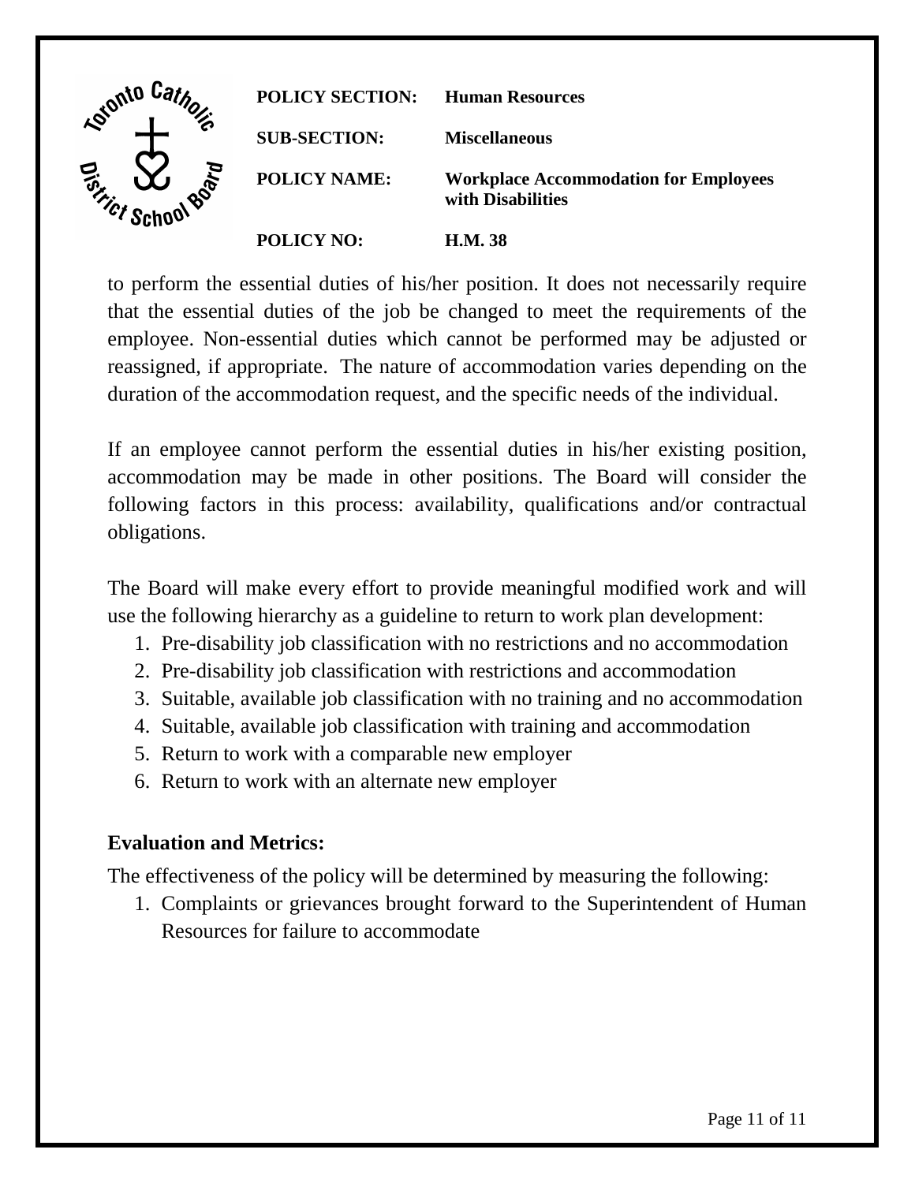to perform the essential duties of his/her position. It does not necessarily require that the essential duties of the job be changed to meet the requirements of the employee. Non-essential duties which cannot be performed may be adjusted or reassigned, if appropriate. The nature of accommodation varies depending on the duration of the accommodation request, and the specific needs of the individual.

If an employee cannot perform the essential duties in his/her existing position, accommodation may be made in other positions. The Board will consider the following factors in this process: availability, qualifications and/or contractual obligations.

The Board will make every effort to provide meaningful modified work and will use the following hierarchy as a guideline to return to work plan development:

1. Pre-disability job classification with no restrictions and no accommodation
2. Pre-disability job classification with restrictions and accommodation
3. Suitable, available job classification with no training and no accommodation
4. Suitable, available job classification with training and accommodation
5. Return to work with a comparable new employer
6. Return to work with an alternate new employer

**Evaluation and Metrics:**

The effectiveness of the policy will be determined by measuring the following:

1. Complaints or grievances brought forward to the Superintendent of Human Resources for failure to accommodate